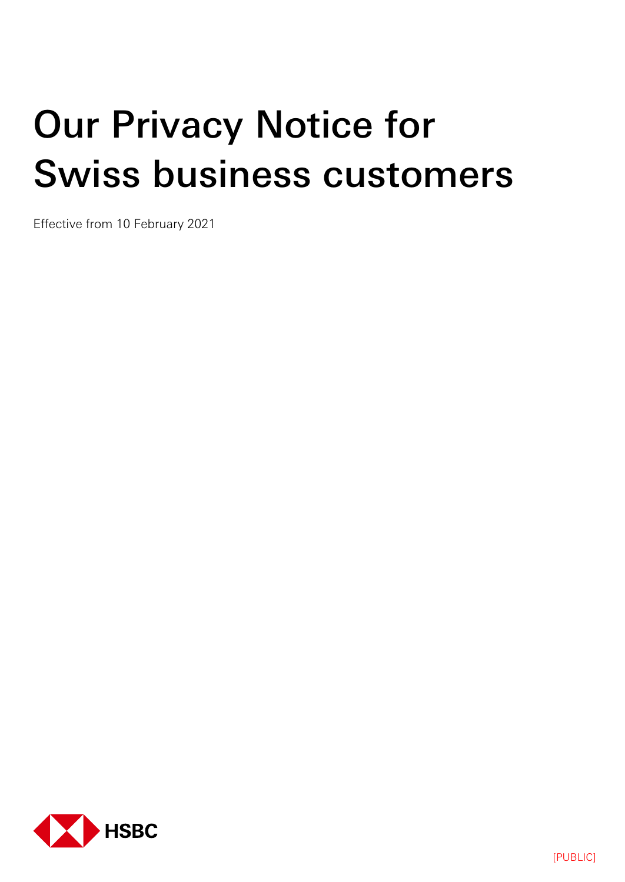# Our Privacy Notice for Swiss business customers

Effective from 10 February 2021

HSBC

[PUBLIC]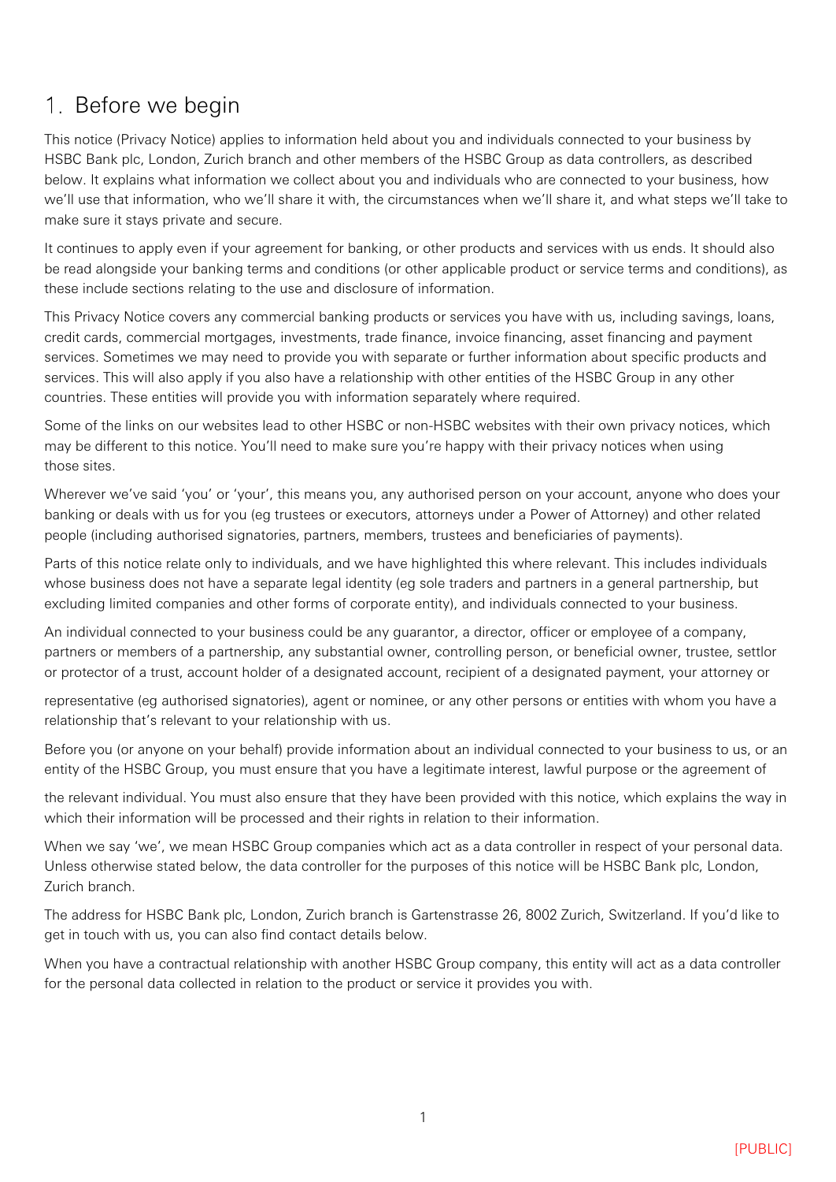# 1. Before we begin

This notice (Privacy Notice) applies to information held about you and individuals connected to your business by HSBC Bank plc, London, Zurich branch and other members of the HSBC Group as data controllers, as described below. It explains what information we collect about you and individuals who are connected to your business, how we'll use that information, who we'll share it with, the circumstances when we'll share it, and what steps we'll take to make sure it stays private and secure.

It continues to apply even if your agreement for banking, or other products and services with us ends. It should also be read alongside your banking terms and conditions (or other applicable product or service terms and conditions), as these include sections relating to the use and disclosure of information.

This Privacy Notice covers any commercial banking products or services you have with us, including savings, loans, credit cards, commercial mortgages, investments, trade finance, invoice financing, asset financing and payment services. Sometimes we may need to provide you with separate or further information about specific products and services. This will also apply if you also have a relationship with other entities of the HSBC Group in any other countries. These entities will provide you with information separately where required.

Some of the links on our websites lead to other HSBC or non-HSBC websites with their own privacy notices, which may be different to this notice. You'll need to make sure you're happy with their privacy notices when using those sites.

Wherever we've said 'you' or 'your', this means you, any authorised person on your account, anyone who does your banking or deals with us for you (eg trustees or executors, attorneys under a Power of Attorney) and other related people (including authorised signatories, partners, members, trustees and beneficiaries of payments).

Parts of this notice relate only to individuals, and we have highlighted this where relevant. This includes individuals whose business does not have a separate legal identity (eg sole traders and partners in a general partnership, but excluding limited companies and other forms of corporate entity), and individuals connected to your business.

An individual connected to your business could be any guarantor, a director, officer or employee of a company, partners or members of a partnership, any substantial owner, controlling person, or beneficial owner, trustee, settlor or protector of a trust, account holder of a designated account, recipient of a designated payment, your attorney or representative (eg authorised signatories), agent or nominee, or any other persons or entities with whom you have a relationship that's relevant to your relationship with us.

Before you (or anyone on your behalf) provide information about an individual connected to your business to us, or an entity of the HSBC Group, you must ensure that you have a legitimate interest, lawful purpose or the agreement of the relevant individual. You must also ensure that they have been provided with this notice, which explains the way in which their information will be processed and their rights in relation to their information.

When we say 'we', we mean HSBC Group companies which act as a data controller in respect of your personal data. Unless otherwise stated below, the data controller for the purposes of this notice will be HSBC Bank plc, London, Zurich branch.

The address for HSBC Bank plc, London, Zurich branch is Gartenstrasse 26, 8002 Zurich, Switzerland. If you'd like to get in touch with us, you can also find contact details below.

When you have a contractual relationship with another HSBC Group company, this entity will act as a data controller for the personal data collected in relation to the product or service it provides you with.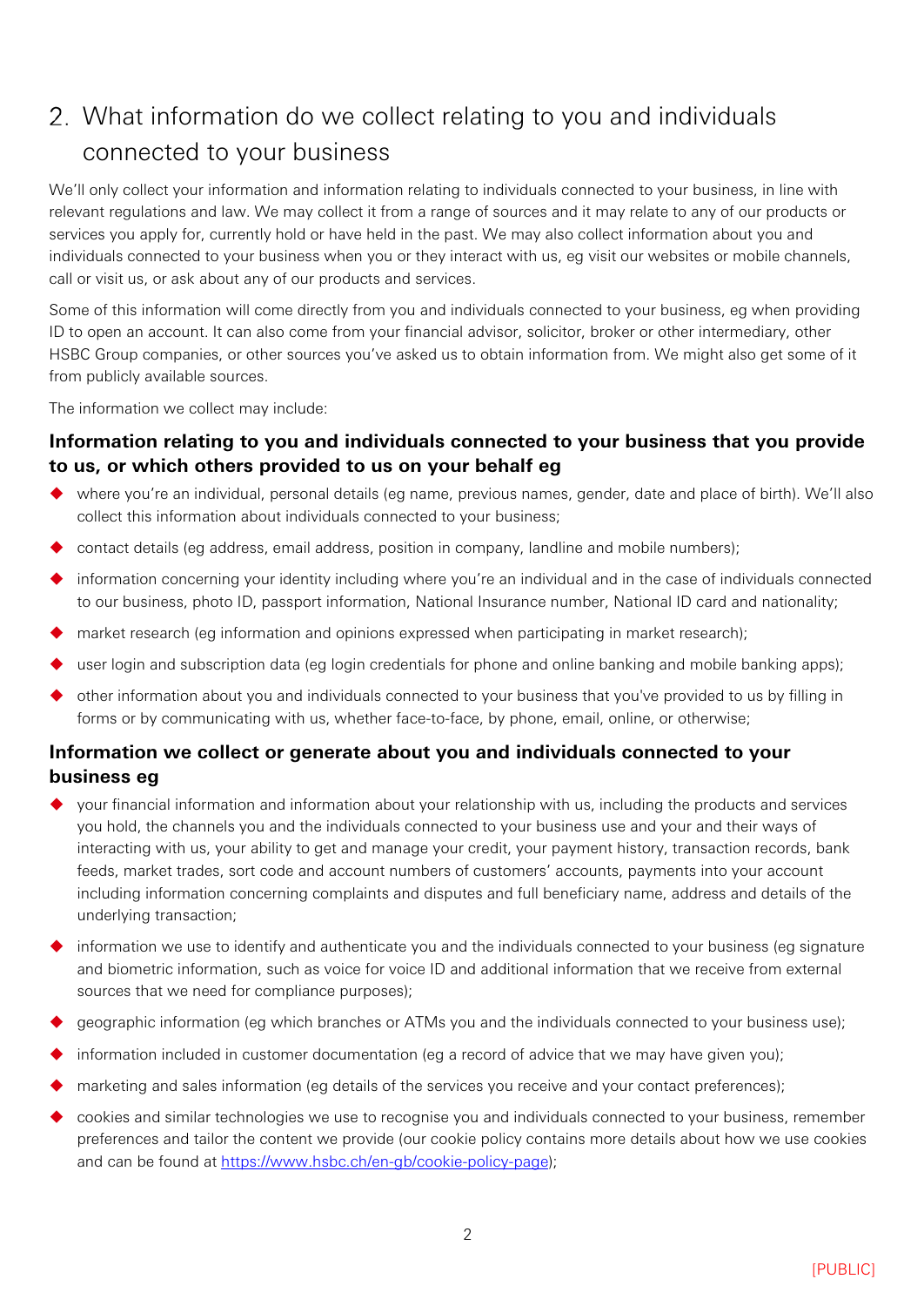## 2. What information do we collect relating to you and individuals connected to your business

We'll only collect your information and information relating to individuals connected to your business, in line with relevant regulations and law. We may collect it from a range of sources and it may relate to any of our products or services you apply for, currently hold or have held in the past. We may also collect information about you and individuals connected to your business when you or they interact with us, eg visit our websites or mobile channels, call or visit us, or ask about any of our products and services.

Some of this information will come directly from you and individuals connected to your business, eg when providing ID to open an account. It can also come from your financial advisor, solicitor, broker or other intermediary, other HSBC Group companies, or other sources you've asked us to obtain information from. We might also get some of it from publicly available sources.

The information we collect may include:

### Information relating to you and individuals connected to your business that you provide to us, or which others provided to us on your behalf eg

- where you're an individual, personal details (eg name, previous names, gender, date and place of birth). We'll also collect this information about individuals connected to your business;
- contact details (eg address, email address, position in company, landline and mobile numbers);
- information concerning your identity including where you're an individual and in the case of individuals connected to our business, photo ID, passport information, National Insurance number, National ID card and nationality;
- market research (eg information and opinions expressed when participating in market research);
- user login and subscription data (eg login credentials for phone and online banking and mobile banking apps);
- other information about you and individuals connected to your business that you've provided to us by filling in forms or by communicating with us, whether face-to-face, by phone, email, online, or otherwise;

### Information we collect or generate about you and individuals connected to your business eg

- your financial information and information about your relationship with us, including the products and services you hold, the channels you and the individuals connected to your business use and your and their ways of interacting with us, your ability to get and manage your credit, your payment history, transaction records, bank feeds, market trades, sort code and account numbers of customers' accounts, payments into your account including information concerning complaints and disputes and full beneficiary name, address and details of the underlying transaction;
- information we use to identify and authenticate you and the individuals connected to your business (eg signature and biometric information, such as voice for voice ID and additional information that we receive from external sources that we need for compliance purposes);
- geographic information (eg which branches or ATMs you and the individuals connected to your business use);
- information included in customer documentation (eg a record of advice that we may have given you);
- marketing and sales information (eg details of the services you receive and your contact preferences);
- cookies and similar technologies we use to recognise you and individuals connected to your business, remember preferences and tailor the content we provide (our cookie policy contains more details about how we use cookies and can be found at https://www.hsbc.ch/en-gb/cookie-policy-page);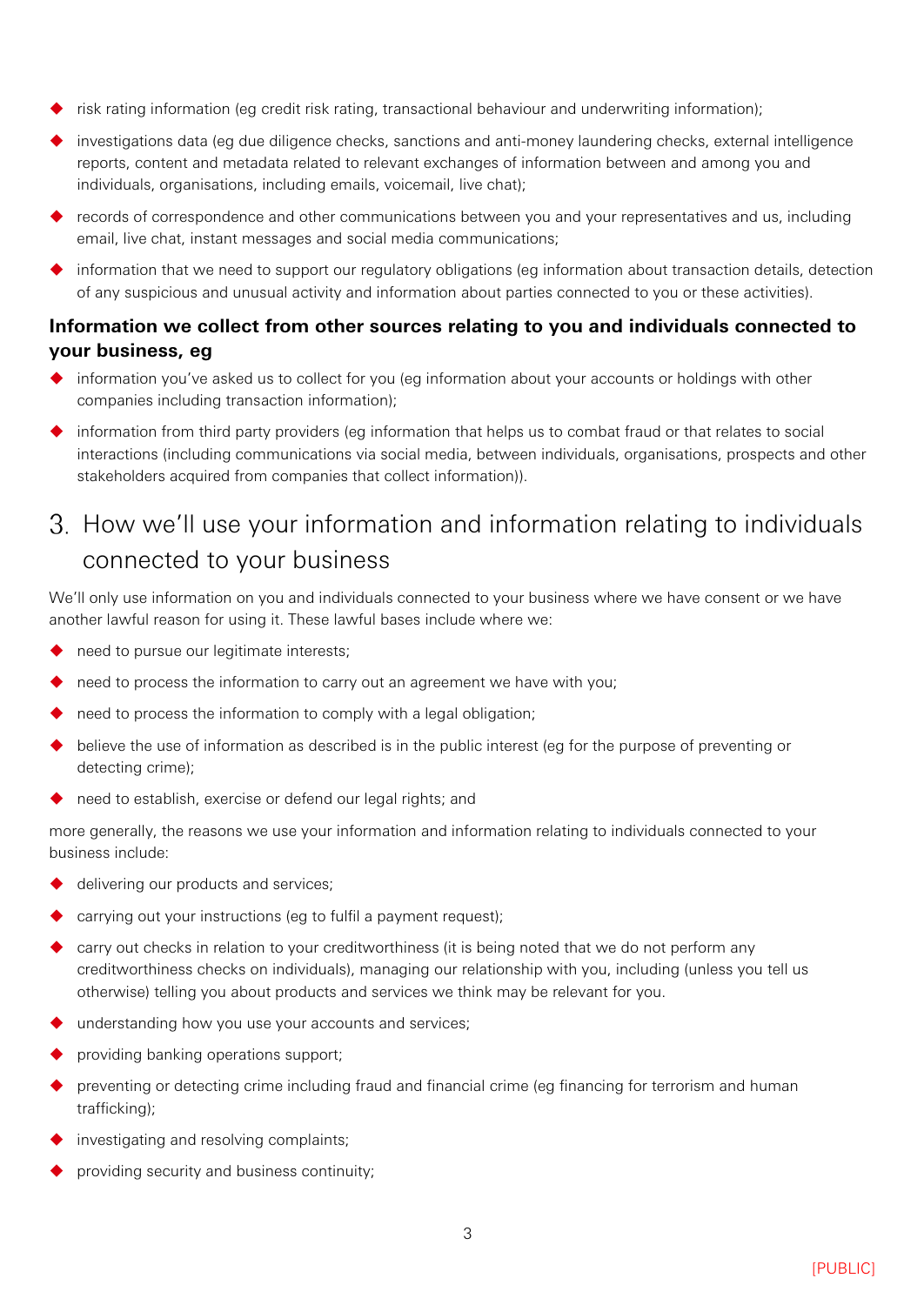- risk rating information (eg credit risk rating, transactional behaviour and underwriting information);
- investigations data (eg due diligence checks, sanctions and anti-money laundering checks, external intelligence reports, content and metadata related to relevant exchanges of information between and among you and individuals, organisations, including emails, voicemail, live chat);
- records of correspondence and other communications between you and your representatives and us, including email, live chat, instant messages and social media communications;
- information that we need to support our regulatory obligations (eg information about transaction details, detection of any suspicious and unusual activity and information about parties connected to you or these activities).

**Information we collect from other sources relating to you and individuals connected to your business, eg**

- information you've asked us to collect for you (eg information about your accounts or holdings with other companies including transaction information);
- information from third party providers (eg information that helps us to combat fraud or that relates to social interactions (including communications via social media, between individuals, organisations, prospects and other stakeholders acquired from companies that collect information)).

## 3. How we'll use your information and information relating to individuals connected to your business

We'll only use information on you and individuals connected to your business where we have consent or we have another lawful reason for using it. These lawful bases include where we:

- need to pursue our legitimate interests;
- need to process the information to carry out an agreement we have with you;
- need to process the information to comply with a legal obligation;
- believe the use of information as described is in the public interest (eg for the purpose of preventing or detecting crime);
- need to establish, exercise or defend our legal rights; and

more generally, the reasons we use your information and information relating to individuals connected to your business include:

- delivering our products and services;
- carrying out your instructions (eg to fulfil a payment request);
- carry out checks in relation to your creditworthiness (it is being noted that we do not perform any creditworthiness checks on individuals), managing our relationship with you, including (unless you tell us otherwise) telling you about products and services we think may be relevant for you.
- understanding how you use your accounts and services;
- providing banking operations support;
- preventing or detecting crime including fraud and financial crime (eg financing for terrorism and human trafficking);
- investigating and resolving complaints;
- providing security and business continuity;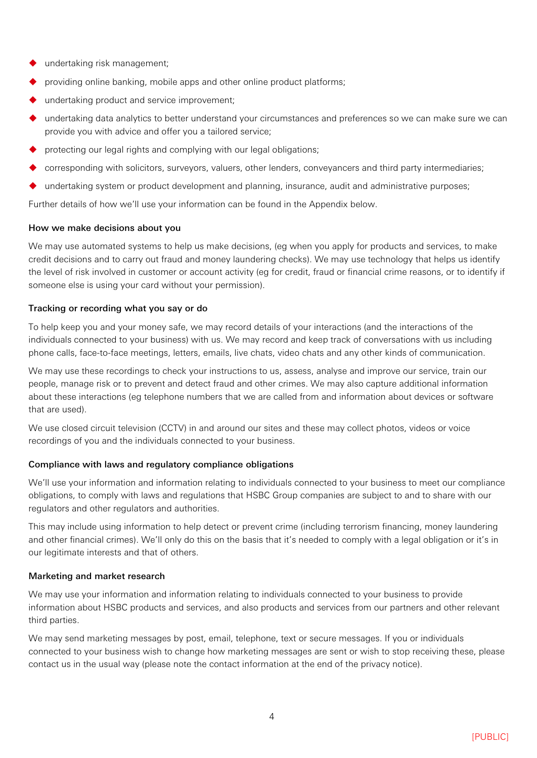- undertaking risk management;
- providing online banking, mobile apps and other online product platforms;
- undertaking product and service improvement;
- undertaking data analytics to better understand your circumstances and preferences so we can make sure we can provide you with advice and offer you a tailored service;
- protecting our legal rights and complying with our legal obligations;
- corresponding with solicitors, surveyors, valuers, other lenders, conveyancers and third party intermediaries;
- undertaking system or product development and planning, insurance, audit and administrative purposes;

Further details of how we'll use your information can be found in the Appendix below.

### How we make decisions about you

We may use automated systems to help us make decisions, (eg when you apply for products and services, to make credit decisions and to carry out fraud and money laundering checks). We may use technology that helps us identify the level of risk involved in customer or account activity (eg for credit, fraud or financial crime reasons, or to identify if someone else is using your card without your permission).

### Tracking or recording what you say or do

To help keep you and your money safe, we may record details of your interactions (and the interactions of the individuals connected to your business) with us. We may record and keep track of conversations with us including phone calls, face-to-face meetings, letters, emails, live chats, video chats and any other kinds of communication.

We may use these recordings to check your instructions to us, assess, analyse and improve our service, train our people, manage risk or to prevent and detect fraud and other crimes. We may also capture additional information about these interactions (eg telephone numbers that we are called from and information about devices or software that are used).

We use closed circuit television (CCTV) in and around our sites and these may collect photos, videos or voice recordings of you and the individuals connected to your business.

### Compliance with laws and regulatory compliance obligations

We'll use your information and information relating to individuals connected to your business to meet our compliance obligations, to comply with laws and regulations that HSBC Group companies are subject to and to share with our regulators and other regulators and authorities.

This may include using information to help detect or prevent crime (including terrorism financing, money laundering and other financial crimes). We'll only do this on the basis that it's needed to comply with a legal obligation or it's in our legitimate interests and that of others.

### Marketing and market research

We may use your information and information relating to individuals connected to your business to provide information about HSBC products and services, and also products and services from our partners and other relevant third parties.

We may send marketing messages by post, email, telephone, text or secure messages. If you or individuals connected to your business wish to change how marketing messages are sent or wish to stop receiving these, please contact us in the usual way (please note the contact information at the end of the privacy notice).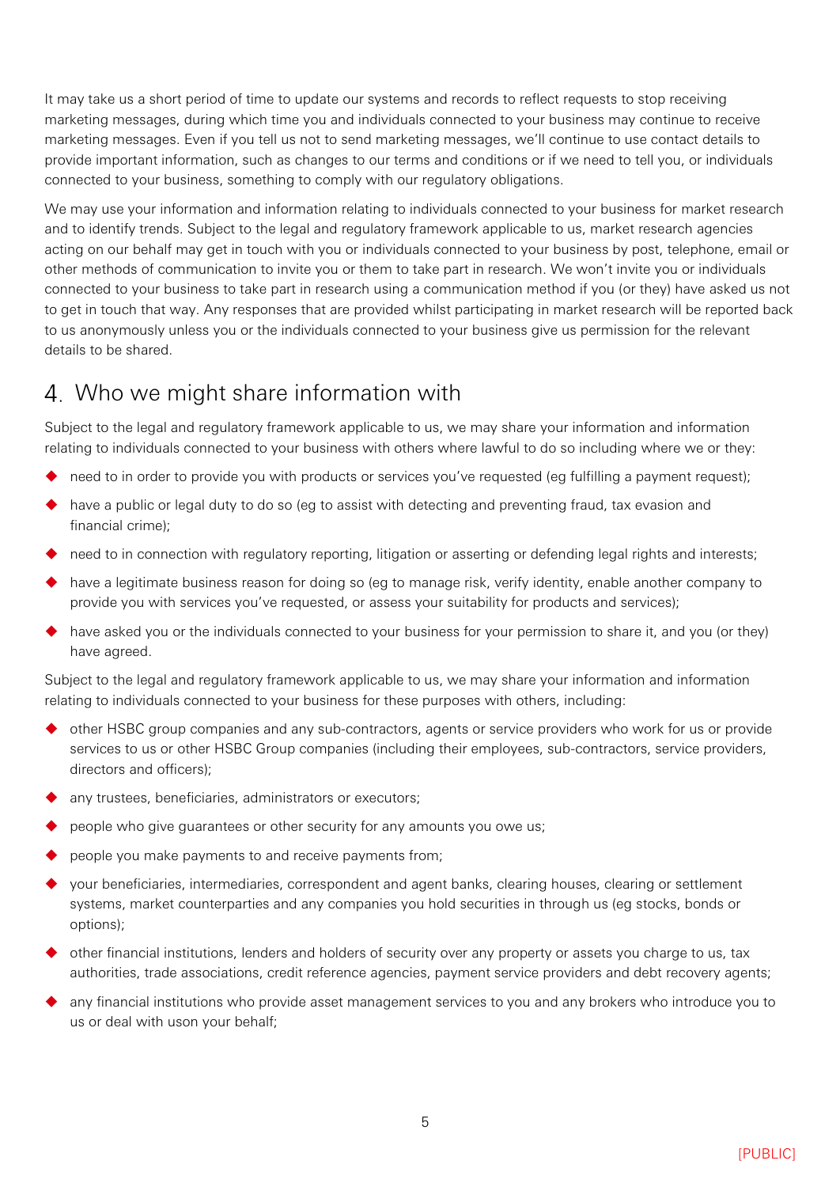It may take us a short period of time to update our systems and records to reflect requests to stop receiving marketing messages, during which time you and individuals connected to your business may continue to receive marketing messages. Even if you tell us not to send marketing messages, we'll continue to use contact details to provide important information, such as changes to our terms and conditions or if we need to tell you, or individuals connected to your business, something to comply with our regulatory obligations.

We may use your information and information relating to individuals connected to your business for market research and to identify trends. Subject to the legal and regulatory framework applicable to us, market research agencies acting on our behalf may get in touch with you or individuals connected to your business by post, telephone, email or other methods of communication to invite you or them to take part in research. We won't invite you or individuals connected to your business to take part in research using a communication method if you (or they) have asked us not to get in touch that way. Any responses that are provided whilst participating in market research will be reported back to us anonymously unless you or the individuals connected to your business give us permission for the relevant details to be shared.

## 4. Who we might share information with

Subject to the legal and regulatory framework applicable to us, we may share your information and information relating to individuals connected to your business with others where lawful to do so including where we or they:

- need to in order to provide you with products or services you've requested (eg fulfilling a payment request);
- have a public or legal duty to do so (eg to assist with detecting and preventing fraud, tax evasion and financial crime);
- need to in connection with regulatory reporting, litigation or asserting or defending legal rights and interests;
- have a legitimate business reason for doing so (eg to manage risk, verify identity, enable another company to provide you with services you've requested, or assess your suitability for products and services);
- have asked you or the individuals connected to your business for your permission to share it, and you (or they) have agreed.

Subject to the legal and regulatory framework applicable to us, we may share your information and information relating to individuals connected to your business for these purposes with others, including:

- other HSBC group companies and any sub-contractors, agents or service providers who work for us or provide services to us or other HSBC Group companies (including their employees, sub-contractors, service providers, directors and officers);
- any trustees, beneficiaries, administrators or executors;
- people who give guarantees or other security for any amounts you owe us;
- people you make payments to and receive payments from;
- your beneficiaries, intermediaries, correspondent and agent banks, clearing houses, clearing or settlement systems, market counterparties and any companies you hold securities in through us (eg stocks, bonds or options);
- other financial institutions, lenders and holders of security over any property or assets you charge to us, tax authorities, trade associations, credit reference agencies, payment service providers and debt recovery agents;
- any financial institutions who provide asset management services to you and any brokers who introduce you to us or deal with uson your behalf;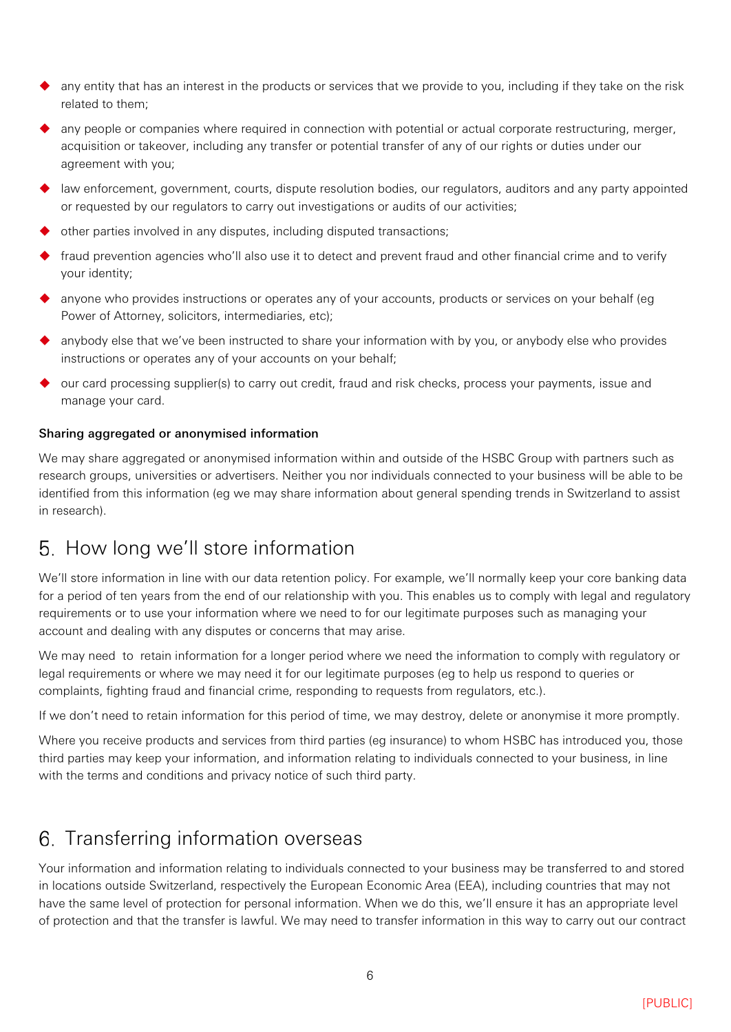- any entity that has an interest in the products or services that we provide to you, including if they take on the risk related to them;
- any people or companies where required in connection with potential or actual corporate restructuring, merger, acquisition or takeover, including any transfer or potential transfer of any of our rights or duties under our agreement with you;
- law enforcement, government, courts, dispute resolution bodies, our regulators, auditors and any party appointed or requested by our regulators to carry out investigations or audits of our activities;
- other parties involved in any disputes, including disputed transactions;
- fraud prevention agencies who'll also use it to detect and prevent fraud and other financial crime and to verify your identity;
- anyone who provides instructions or operates any of your accounts, products or services on your behalf (eg Power of Attorney, solicitors, intermediaries, etc);
- anybody else that we've been instructed to share your information with by you, or anybody else who provides instructions or operates any of your accounts on your behalf;
- our card processing supplier(s) to carry out credit, fraud and risk checks, process your payments, issue and manage your card.

**Sharing aggregated or anonymised information**

We may share aggregated or anonymised information within and outside of the HSBC Group with partners such as research groups, universities or advertisers. Neither you nor individuals connected to your business will be able to be identified from this information (eg we may share information about general spending trends in Switzerland to assist in research).

## 5. How long we'll store information

We'll store information in line with our data retention policy. For example, we'll normally keep your core banking data for a period of ten years from the end of our relationship with you. This enables us to comply with legal and regulatory requirements or to use your information where we need to for our legitimate purposes such as managing your account and dealing with any disputes or concerns that may arise.

We may need to retain information for a longer period where we need the information to comply with regulatory or legal requirements or where we may need it for our legitimate purposes (eg to help us respond to queries or complaints, fighting fraud and financial crime, responding to requests from regulators, etc.).

If we don't need to retain information for this period of time, we may destroy, delete or anonymise it more promptly.

Where you receive products and services from third parties (eg insurance) to whom HSBC has introduced you, those third parties may keep your information, and information relating to individuals connected to your business, in line with the terms and conditions and privacy notice of such third party.

## 6. Transferring information overseas

Your information and information relating to individuals connected to your business may be transferred to and stored in locations outside Switzerland, respectively the European Economic Area (EEA), including countries that may not have the same level of protection for personal information. When we do this, we'll ensure it has an appropriate level of protection and that the transfer is lawful. We may need to transfer information in this way to carry out our contract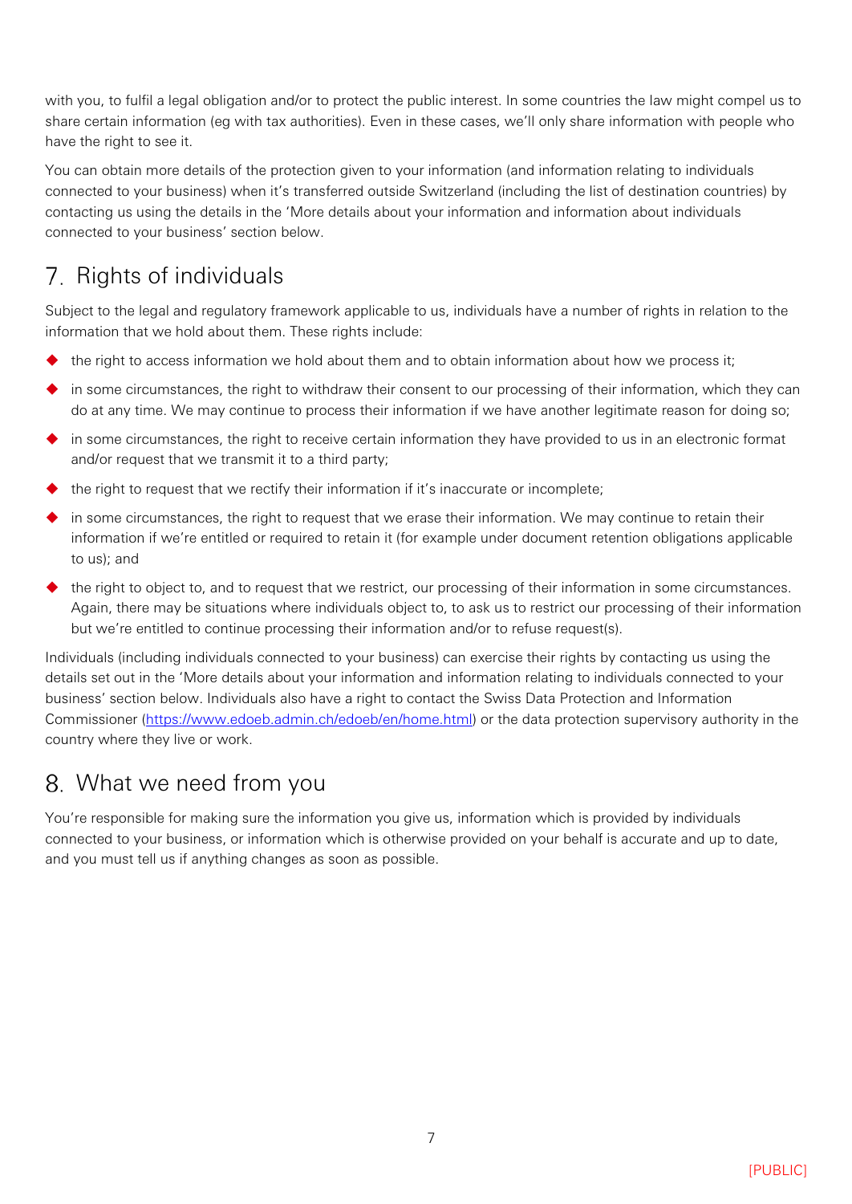with you, to fulfil a legal obligation and/or to protect the public interest. In some countries the law might compel us to share certain information (eg with tax authorities). Even in these cases, we'll only share information with people who have the right to see it.

You can obtain more details of the protection given to your information (and information relating to individuals connected to your business) when it's transferred outside Switzerland (including the list of destination countries) by contacting us using the details in the 'More details about your information and information about individuals connected to your business' section below.

## 7. Rights of individuals

Subject to the legal and regulatory framework applicable to us, individuals have a number of rights in relation to the information that we hold about them. These rights include:

- the right to access information we hold about them and to obtain information about how we process it;
- in some circumstances, the right to withdraw their consent to our processing of their information, which they can do at any time. We may continue to process their information if we have another legitimate reason for doing so;
- in some circumstances, the right to receive certain information they have provided to us in an electronic format and/or request that we transmit it to a third party;
- the right to request that we rectify their information if it's inaccurate or incomplete;
- in some circumstances, the right to request that we erase their information. We may continue to retain their information if we're entitled or required to retain it (for example under document retention obligations applicable to us); and
- the right to object to, and to request that we restrict, our processing of their information in some circumstances. Again, there may be situations where individuals object to, to ask us to restrict our processing of their information but we're entitled to continue processing their information and/or to refuse request(s).

Individuals (including individuals connected to your business) can exercise their rights by contacting us using the details set out in the 'More details about your information and information relating to individuals connected to your business' section below. Individuals also have a right to contact the Swiss Data Protection and Information Commissioner (https://www.edoeb.admin.ch/edoeb/en/home.html) or the data protection supervisory authority in the country where they live or work.

## 8. What we need from you

You're responsible for making sure the information you give us, information which is provided by individuals connected to your business, or information which is otherwise provided on your behalf is accurate and up to date, and you must tell us if anything changes as soon as possible.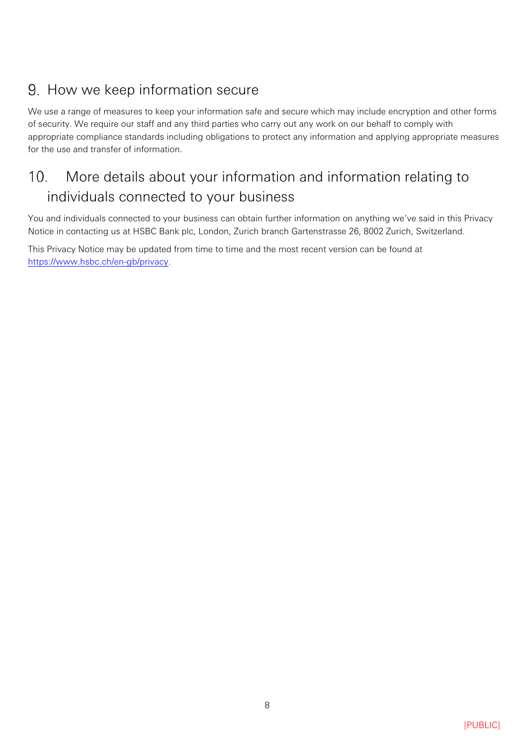## 9. How we keep information secure

We use a range of measures to keep your information safe and secure which may include encryption and other forms of security. We require our staff and any third parties who carry out any work on our behalf to comply with appropriate compliance standards including obligations to protect any information and applying appropriate measures for the use and transfer of information.

## 10. More details about your information and information relating to individuals connected to your business

You and individuals connected to your business can obtain further information on anything we've said in this Privacy Notice in contacting us at HSBC Bank plc, London, Zurich branch Gartenstrasse 26, 8002 Zurich, Switzerland.

This Privacy Notice may be updated from time to time and the most recent version can be found at [https://www.hsbc.ch/en-gb/privacy](https://www.hsbc.ch/en-gb/privacy).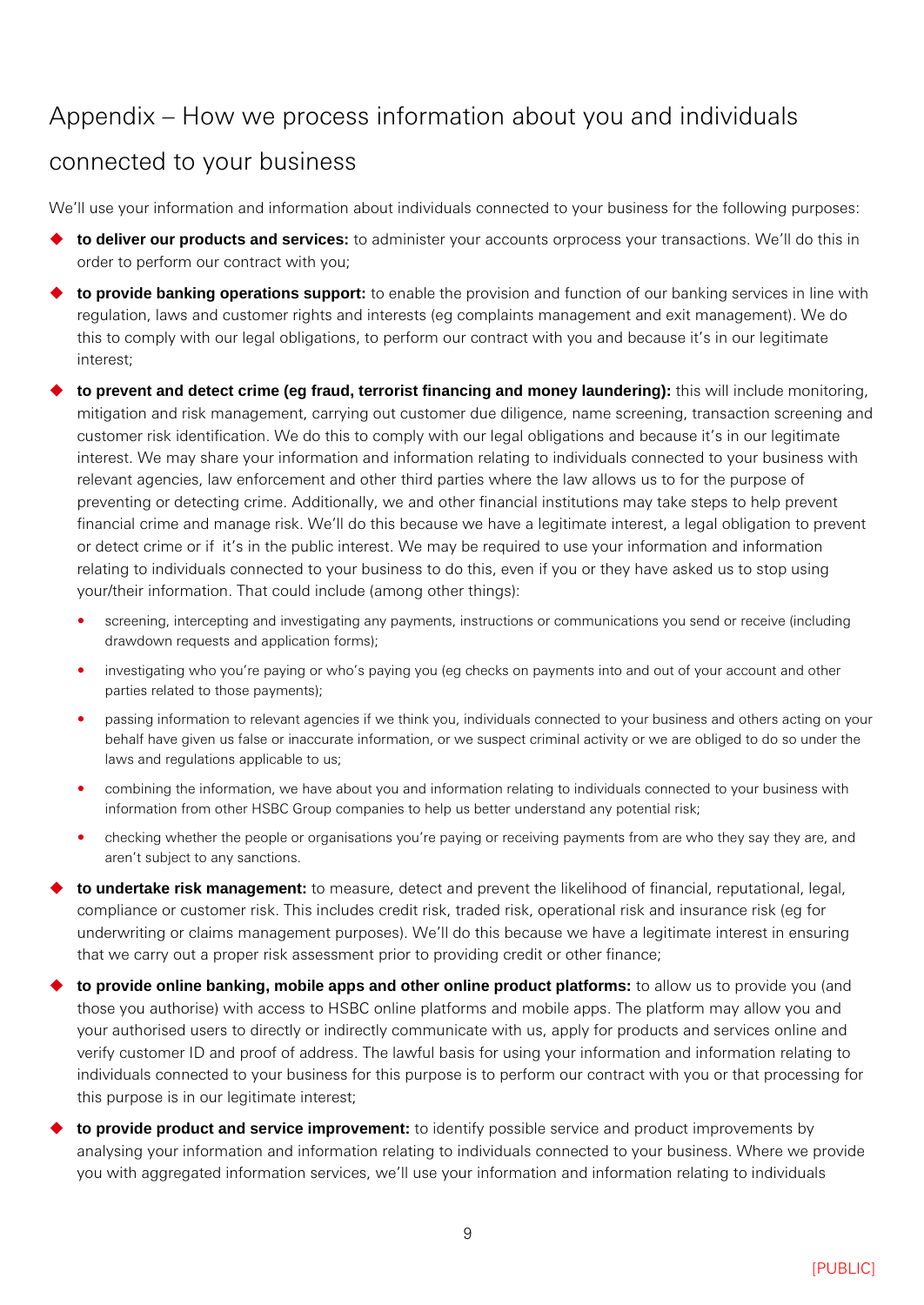# Appendix – How we process information about you and individuals connected to your business

We'll use your information and information about individuals connected to your business for the following purposes:

- **to deliver our products and services:** to administer your accounts orprocess your transactions. We'll do this in order to perform our contract with you;
- **to provide banking operations support:** to enable the provision and function of our banking services in line with regulation, laws and customer rights and interests (eg complaints management and exit management). We do this to comply with our legal obligations, to perform our contract with you and because it's in our legitimate interest;
- **to prevent and detect crime (eg fraud, terrorist financing and money laundering):** this will include monitoring, mitigation and risk management, carrying out customer due diligence, name screening, transaction screening and customer risk identification. We do this to comply with our legal obligations and because it's in our legitimate interest. We may share your information and information relating to individuals connected to your business with relevant agencies, law enforcement and other third parties where the law allows us to for the purpose of preventing or detecting crime. Additionally, we and other financial institutions may take steps to help prevent financial crime and manage risk. We'll do this because we have a legitimate interest, a legal obligation to prevent or detect crime or if it's in the public interest. We may be required to use your information and information relating to individuals connected to your business to do this, even if you or they have asked us to stop using your/their information. That could include (among other things):
  - screening, intercepting and investigating any payments, instructions or communications you send or receive (including drawdown requests and application forms);
  - investigating who you're paying or who's paying you (eg checks on payments into and out of your account and other parties related to those payments);
  - passing information to relevant agencies if we think you, individuals connected to your business and others acting on your behalf have given us false or inaccurate information, or we suspect criminal activity or we are obliged to do so under the laws and regulations applicable to us;
  - combining the information, we have about you and information relating to individuals connected to your business with information from other HSBC Group companies to help us better understand any potential risk;
  - checking whether the people or organisations you're paying or receiving payments from are who they say they are, and aren't subject to any sanctions.
- **to undertake risk management:** to measure, detect and prevent the likelihood of financial, reputational, legal, compliance or customer risk. This includes credit risk, traded risk, operational risk and insurance risk (eg for underwriting or claims management purposes). We'll do this because we have a legitimate interest in ensuring that we carry out a proper risk assessment prior to providing credit or other finance;
- **to provide online banking, mobile apps and other online product platforms:** to allow us to provide you (and those you authorise) with access to HSBC online platforms and mobile apps. The platform may allow you and your authorised users to directly or indirectly communicate with us, apply for products and services online and verify customer ID and proof of address. The lawful basis for using your information and information relating to individuals connected to your business for this purpose is to perform our contract with you or that processing for this purpose is in our legitimate interest;
- **to provide product and service improvement:** to identify possible service and product improvements by analysing your information and information relating to individuals connected to your business. Where we provide you with aggregated information services, we'll use your information and information relating to individuals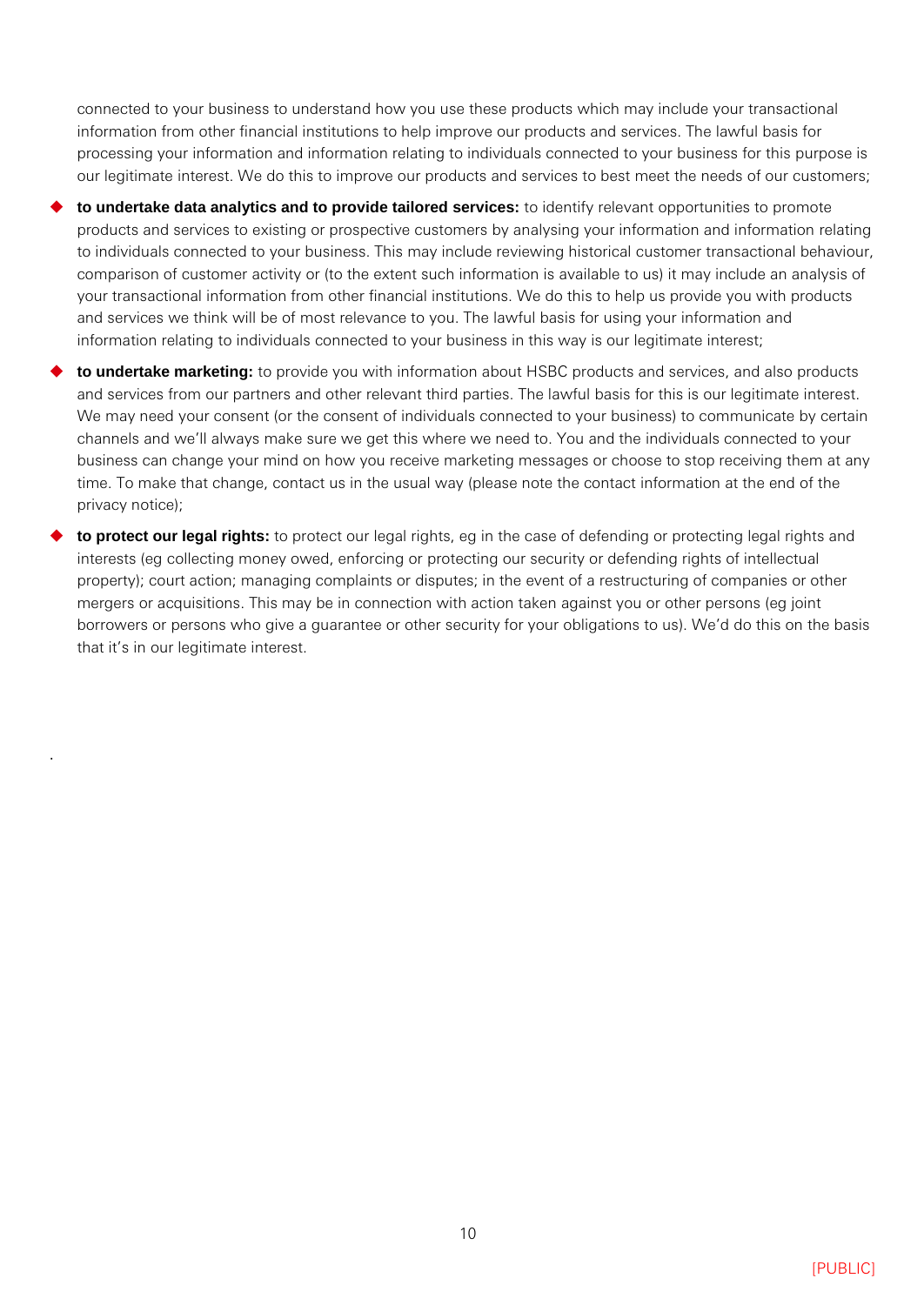connected to your business to understand how you use these products which may include your transactional information from other financial institutions to help improve our products and services. The lawful basis for processing your information and information relating to individuals connected to your business for this purpose is our legitimate interest. We do this to improve our products and services to best meet the needs of our customers;

- **to undertake data analytics and to provide tailored services:** to identify relevant opportunities to promote products and services to existing or prospective customers by analysing your information and information relating to individuals connected to your business. This may include reviewing historical customer transactional behaviour, comparison of customer activity or (to the extent such information is available to us) it may include an analysis of your transactional information from other financial institutions. We do this to help us provide you with products and services we think will be of most relevance to you. The lawful basis for using your information and information relating to individuals connected to your business in this way is our legitimate interest;
- **to undertake marketing:** to provide you with information about HSBC products and services, and also products and services from our partners and other relevant third parties. The lawful basis for this is our legitimate interest. We may need your consent (or the consent of individuals connected to your business) to communicate by certain channels and we'll always make sure we get this where we need to. You and the individuals connected to your business can change your mind on how you receive marketing messages or choose to stop receiving them at any time. To make that change, contact us in the usual way (please note the contact information at the end of the privacy notice);
- **to protect our legal rights:** to protect our legal rights, eg in the case of defending or protecting legal rights and interests (eg collecting money owed, enforcing or protecting our security or defending rights of intellectual property); court action; managing complaints or disputes; in the event of a restructuring of companies or other mergers or acquisitions. This may be in connection with action taken against you or other persons (eg joint borrowers or persons who give a guarantee or other security for your obligations to us). We'd do this on the basis that it's in our legitimate interest.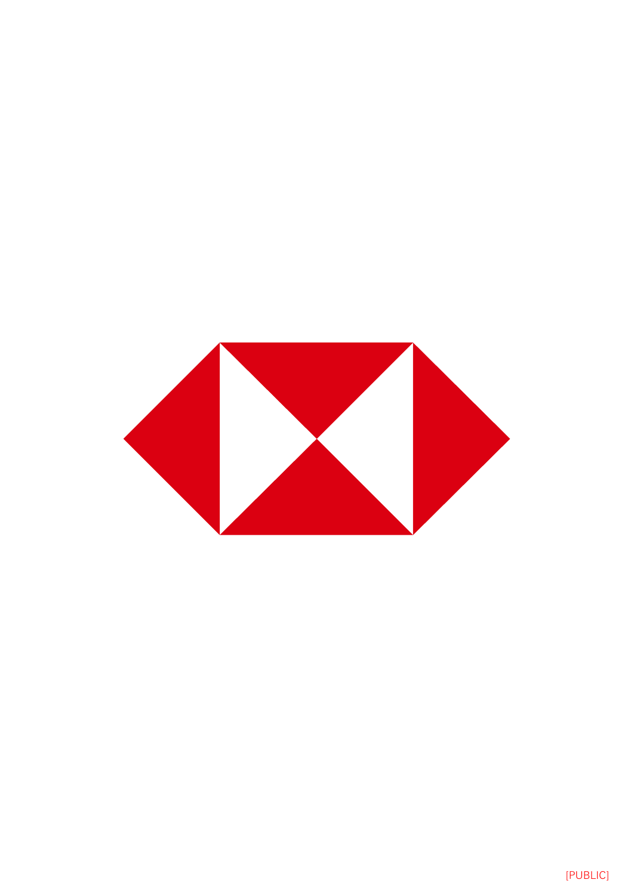[PUBLIC]